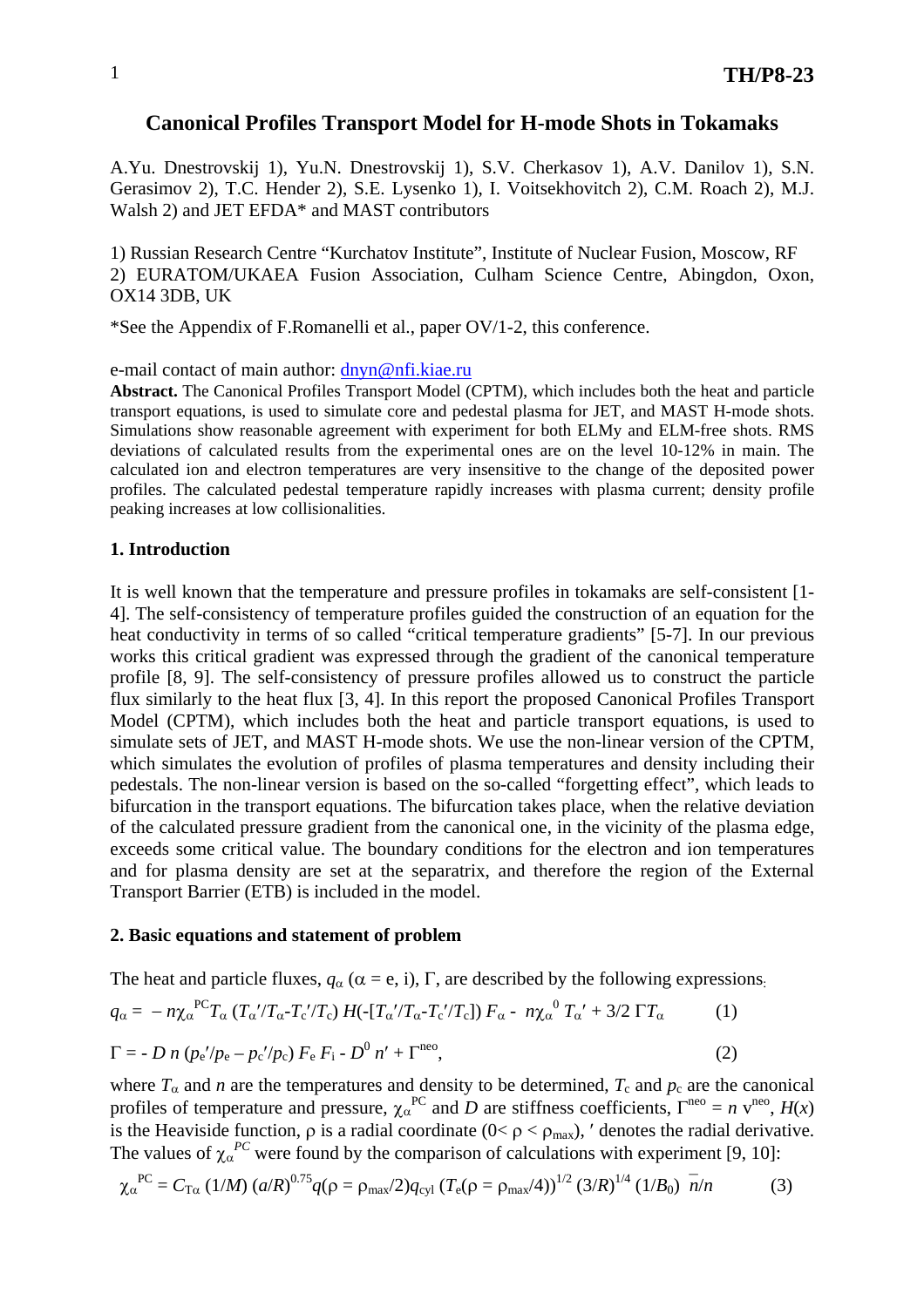# Canonical Profiles Transport Model for H-mode Shots in Tokamaks

A.Yu. Dnestrovskij 1), Yu.N. Dnestrovskij 1), S.V. Cherkasov 1), A.V. Danilov 1), S.N. Gerasimov 2), T.C. Hender 2), S.E. Lysenko 1), I. Voitsekhovitch 2), C.M. Roach 2), M.J. Walsh 2) and JET EFDA* and MAST contributors

1) Russian Research Centre "Kurchatov Institute", Institute of Nuclear Fusion, Moscow, RF
2) EURATOM/UKAEA Fusion Association, Culham Science Centre, Abingdon, Oxon, OX14 3DB, UK

*See the Appendix of F.Romanelli et al., paper OV/1-2, this conference.

e-mail contact of main author: dnyn@nfi.kiae.ru

**Abstract.** The Canonical Profiles Transport Model (CPTM), which includes both the heat and particle transport equations, is used to simulate core and pedestal plasma for JET, and MAST H-mode shots. Simulations show reasonable agreement with experiment for both ELMy and ELM-free shots. RMS deviations of calculated results from the experimental ones are on the level 10-12% in main. The calculated ion and electron temperatures are very insensitive to the change of the deposited power profiles. The calculated pedestal temperature rapidly increases with plasma current; density profile peaking increases at low collisionalities.

## 1. Introduction

It is well known that the temperature and pressure profiles in tokamaks are self-consistent [1-4]. The self-consistency of temperature profiles guided the construction of an equation for the heat conductivity in terms of so called "critical temperature gradients" [5-7]. In our previous works this critical gradient was expressed through the gradient of the canonical temperature profile [8, 9]. The self-consistency of pressure profiles allowed us to construct the particle flux similarly to the heat flux [3, 4]. In this report the proposed Canonical Profiles Transport Model (CPTM), which includes both the heat and particle transport equations, is used to simulate sets of JET, and MAST H-mode shots. We use the non-linear version of the CPTM, which simulates the evolution of profiles of plasma temperatures and density including their pedestals. The non-linear version is based on the so-called "forgetting effect", which leads to bifurcation in the transport equations. The bifurcation takes place, when the relative deviation of the calculated pressure gradient from the canonical one, in the vicinity of the plasma edge, exceeds some critical value. The boundary conditions for the electron and ion temperatures and for plasma density are set at the separatrix, and therefore the region of the External Transport Barrier (ETB) is included in the model.

## 2. Basic equations and statement of problem

The heat and particle fluxes, $q_\alpha$ ($\alpha$ = e, i), $\Gamma$, are described by the following expressions:

$$q_\alpha = -n\chi_\alpha^{PC} T_\alpha \,(T_\alpha'/T_\alpha - T_c'/T_c)\, H(-[T_\alpha'/T_\alpha - T_c'/T_c])\, F_\alpha - n\chi_\alpha^{0}\, T_\alpha' + 3/2\, \Gamma T_\alpha \qquad (1)$$

$$\Gamma = -D\, n\, (p_e'/p_e - p_c'/p_c)\, F_e F_i - D^0 n' + \Gamma^{neo}, \qquad (2)$$

where $T_\alpha$ and $n$ are the temperatures and density to be determined, $T_c$ and $p_c$ are the canonical profiles of temperature and pressure, $\chi_\alpha^{PC}$ and $D$ are stiffness coefficients, $\Gamma^{neo} = n\, v^{neo}$, $H(x)$ is the Heaviside function, $\rho$ is a radial coordinate ($0 < \rho < \rho_{max}$), $'$ denotes the radial derivative. The values of $\chi_\alpha^{PC}$ were found by the comparison of calculations with experiment [9, 10]:

$$\chi_\alpha^{PC} = C_{T\alpha}\,(1/M)\,(a/R)^{0.75} q(\rho = \rho_{max}/2) q_{cyl}\,(T_e(\rho = \rho_{max}/4))^{1/2}\,(3/R)^{1/4}\,(1/B_0)\;\bar{n}/n \qquad (3)$$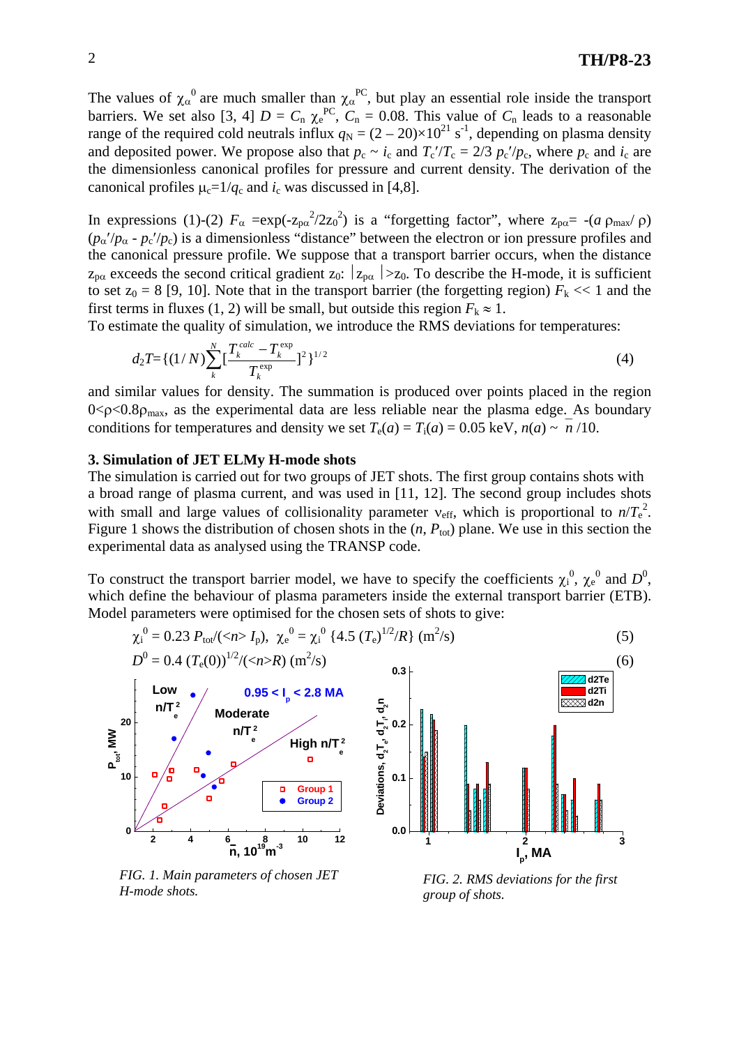The values of $\chi_\alpha^0$ are much smaller than $\chi_\alpha^{PC}$, but play an essential role inside the transport barriers. We set also [3, 4] $D = C_n\,\chi_e^{PC}$, $C_n = 0.08$. This value of $C_n$ leads to a reasonable range of the required cold neutrals influx $q_N = (2 - 20)\times10^{21}\ \mathrm{s}^{-1}$, depending on plasma density and deposited power. We propose also that $p_c \sim i_c$ and $T_c'/T_c = 2/3\ p_c'/p_c$, where $p_c$ and $i_c$ are the dimensionless canonical profiles for pressure and current density. The derivation of the canonical profiles $\mu_c=1/q_c$ and $i_c$ was discussed in [4,8].

In expressions (1)-(2) $F_\alpha = \exp(-z_{p\alpha}^2/2z_0^2)$ is a "forgetting factor", where $z_{p\alpha} = -(a\ \rho_{max}/\ \rho)$ $(p_\alpha'/p_\alpha - p_c'/p_c)$ is a dimensionless "distance" between the electron or ion pressure profiles and the canonical pressure profile. We suppose that a transport barrier occurs, when the distance $z_{p\alpha}$ exceeds the second critical gradient $z_0$: $|z_{p\alpha}|>z_0$. To describe the H-mode, it is sufficient to set $z_0 = 8$ [9, 10]. Note that in the transport barrier (the forgetting region) $F_k << 1$ and the first terms in fluxes (1, 2) will be small, but outside this region $F_k \approx 1$.
To estimate the quality of simulation, we introduce the RMS deviations for temperatures:

$$d_2T=\{(1/N)\sum_{k}^{N}[\frac{T_k^{calc}-T_k^{exp}}{T_k^{exp}}]^2\}^{1/2} \qquad (4)$$

and similar values for density. The summation is produced over points placed in the region $0<\rho<0.8\rho_{max}$, as the experimental data are less reliable near the plasma edge. As boundary conditions for temperatures and density we set $T_e(a) = T_i(a) = 0.05$ keV, $n(a) \sim \bar{n}/10$.

### 3. Simulation of JET ELMy H-mode shots

The simulation is carried out for two groups of JET shots. The first group contains shots with a broad range of plasma current, and was used in [11, 12]. The second group includes shots with small and large values of collisionality parameter $\nu_{eff}$, which is proportional to $n/T_e^2$. Figure 1 shows the distribution of chosen shots in the $(n, P_{tot})$ plane. We use in this section the experimental data as analysed using the TRANSP code.

To construct the transport barrier model, we have to specify the coefficients $\chi_i^0$, $\chi_e^0$ and $D^0$, which define the behaviour of plasma parameters inside the external transport barrier (ETB). Model parameters were optimised for the chosen sets of shots to give:

$$\chi_i^0 = 0.23\ P_{tot}/(<n>\ I_p),\quad \chi_e^0 = \chi_i^0\ \{4.5\ (T_e)^{1/2}/R\}\ (\mathrm{m}^2/\mathrm{s}) \qquad (5)$$

$$D^0 = 0.4\ (T_e(0))^{1/2}/(<n>R)\ (\mathrm{m}^2/\mathrm{s}) \qquad (6)$$

*FIG. 1. Main parameters of chosen JET H-mode shots.*

*FIG. 2. RMS deviations for the first group of shots.*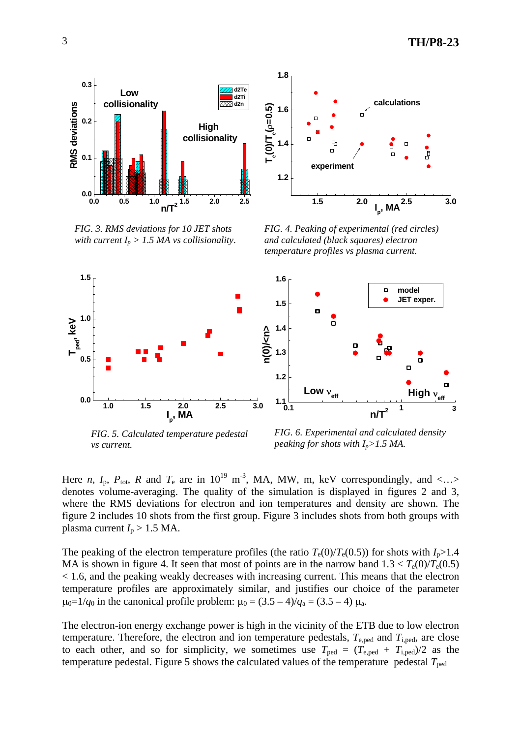*FIG. 3. RMS deviations for 10 JET shots with current $I_p$ > 1.5 MA vs collisionality.*

*FIG. 4. Peaking of experimental (red circles) and calculated (black squares) electron temperature profiles vs plasma current.*

*FIG. 5. Calculated temperature pedestal vs current.*

*FIG. 6. Experimental and calculated density peaking for shots with $I_p$>1.5 MA.*

Here $n$, $I_{\rm p}$, $P_{\rm tot}$, $R$ and $T_{\rm e}$ are in $10^{19}$ m$^{-3}$, MA, MW, m, keV correspondingly, and <…> denotes volume-averaging. The quality of the simulation is displayed in figures 2 and 3, where the RMS deviations for electron and ion temperatures and density are shown. The figure 2 includes 10 shots from the first group. Figure 3 includes shots from both groups with plasma current $I_{\rm p}$ > 1.5 MA.

The peaking of the electron temperature profiles (the ratio $T_{\rm e}(0)/T_{\rm e}(0.5)$) for shots with $I_{\rm p}$>1.4 MA is shown in figure 4. It seen that most of points are in the narrow band $1.3 < T_{\rm e}(0)/T_{\rm e}(0.5) < 1.6$, and the peaking weakly decreases with increasing current. This means that the electron temperature profiles are approximately similar, and justifies our choice of the parameter $\mu_0=1/q_0$ in the canonical profile problem: $\mu_0 = (3.5 - 4)/q_{\rm a} = (3.5 - 4)\ \mu_{\rm a}$.

The electron-ion energy exchange power is high in the vicinity of the ETB due to low electron temperature. Therefore, the electron and ion temperature pedestals, $T_{\rm e,ped}$ and $T_{\rm i,ped}$, are close to each other, and so for simplicity, we sometimes use $T_{\rm ped} = (T_{\rm e,ped} + T_{\rm i,ped})/2$ as the temperature pedestal. Figure 5 shows the calculated values of the temperature pedestal $T_{\rm ped}$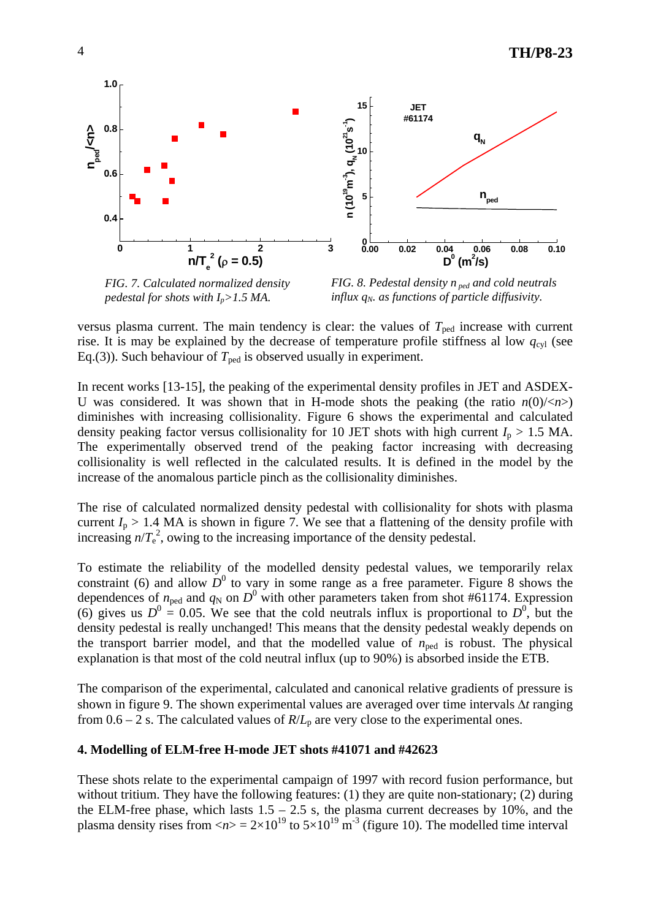FIG. 7. Calculated normalized density pedestal for shots with $I_p$>1.5 MA.

FIG. 8. Pedestal density $n_{ped}$ and cold neutrals influx $q_N$. as functions of particle diffusivity.

versus plasma current. The main tendency is clear: the values of $T_{\text{ped}}$ increase with current rise. It is may be explained by the decrease of temperature profile stiffness al low $q_{\text{cyl}}$ (see Eq.(3)). Such behaviour of $T_{\text{ped}}$ is observed usually in experiment.

In recent works [13-15], the peaking of the experimental density profiles in JET and ASDEX-U was considered. It was shown that in H-mode shots the peaking (the ratio $n(0)/\langle n \rangle$) diminishes with increasing collisionality. Figure 6 shows the experimental and calculated density peaking factor versus collisionality for 10 JET shots with high current $I_p$ > 1.5 MA. The experimentally observed trend of the peaking factor increasing with decreasing collisionality is well reflected in the calculated results. It is defined in the model by the increase of the anomalous particle pinch as the collisionality diminishes.

The rise of calculated normalized density pedestal with collisionality for shots with plasma current $I_p$ > 1.4 MA is shown in figure 7. We see that a flattening of the density profile with increasing $n/T_e^2$, owing to the increasing importance of the density pedestal.

To estimate the reliability of the modelled density pedestal values, we temporarily relax constraint (6) and allow $D^0$ to vary in some range as a free parameter. Figure 8 shows the dependences of $n_{\text{ped}}$ and $q_N$ on $D^0$ with other parameters taken from shot #61174. Expression (6) gives us $D^0$ = 0.05. We see that the cold neutrals influx is proportional to $D^0$, but the density pedestal is really unchanged! This means that the density pedestal weakly depends on the transport barrier model, and that the modelled value of $n_{\text{ped}}$ is robust. The physical explanation is that most of the cold neutral influx (up to 90%) is absorbed inside the ETB.

The comparison of the experimental, calculated and canonical relative gradients of pressure is shown in figure 9. The shown experimental values are averaged over time intervals $\Delta t$ ranging from 0.6 – 2 s. The calculated values of $R/L_p$ are very close to the experimental ones.

## 4. Modelling of ELM-free H-mode JET shots #41071 and #42623

These shots relate to the experimental campaign of 1997 with record fusion performance, but without tritium. They have the following features: (1) they are quite non-stationary; (2) during the ELM-free phase, which lasts 1.5 – 2.5 s, the plasma current decreases by 10%, and the plasma density rises from $\langle n \rangle = 2\times10^{19}$ to $5\times10^{19}$ m$^{-3}$ (figure 10). The modelled time interval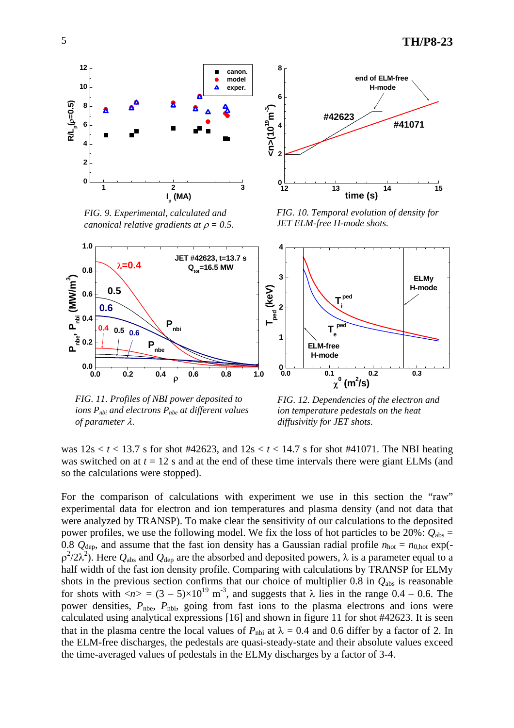FIG. 9. Experimental, calculated and canonical relative gradients at $\rho = 0.5$.

FIG. 10. Temporal evolution of density for JET ELM-free H-mode shots.

FIG. 11. Profiles of NBI power deposited to ions $P_{nbi}$ and electrons $P_{nbe}$ at different values of parameter $\lambda$.

FIG. 12. Dependencies of the electron and ion temperature pedestals on the heat diffusivitiy for JET shots.

was 12s < $t$ < 13.7 s for shot #42623, and 12s < $t$ < 14.7 s for shot #41071. The NBI heating was switched on at $t$ = 12 s and at the end of these time intervals there were giant ELMs (and so the calculations were stopped).

For the comparison of calculations with experiment we use in this section the "raw" experimental data for electron and ion temperatures and plasma density (and not data that were analyzed by TRANSP). To make clear the sensitivity of our calculations to the deposited power profiles, we use the following model. We fix the loss of hot particles to be 20%: $Q_{abs}$ = 0.8 $Q_{dep}$, and assume that the fast ion density has a Gaussian radial profile $n_{hot} = n_{0,hot} \exp(-\rho^2/2\lambda^2)$. Here $Q_{abs}$ and $Q_{dep}$ are the absorbed and deposited powers, $\lambda$ is a parameter equal to a half width of the fast ion density profile. Comparing with calculations by TRANSP for ELMy shots in the previous section confirms that our choice of multiplier 0.8 in $Q_{abs}$ is reasonable for shots with $\langle n \rangle = (3 - 5)\times 10^{19}$ m$^{-3}$, and suggests that $\lambda$ lies in the range 0.4 – 0.6. The power densities, $P_{nbe}$, $P_{nbi}$, going from fast ions to the plasma electrons and ions were calculated using analytical expressions [16] and shown in figure 11 for shot #42623. It is seen that in the plasma centre the local values of $P_{nbi}$ at $\lambda$ = 0.4 and 0.6 differ by a factor of 2. In the ELM-free discharges, the pedestals are quasi-steady-state and their absolute values exceed the time-averaged values of pedestals in the ELMy discharges by a factor of 3-4.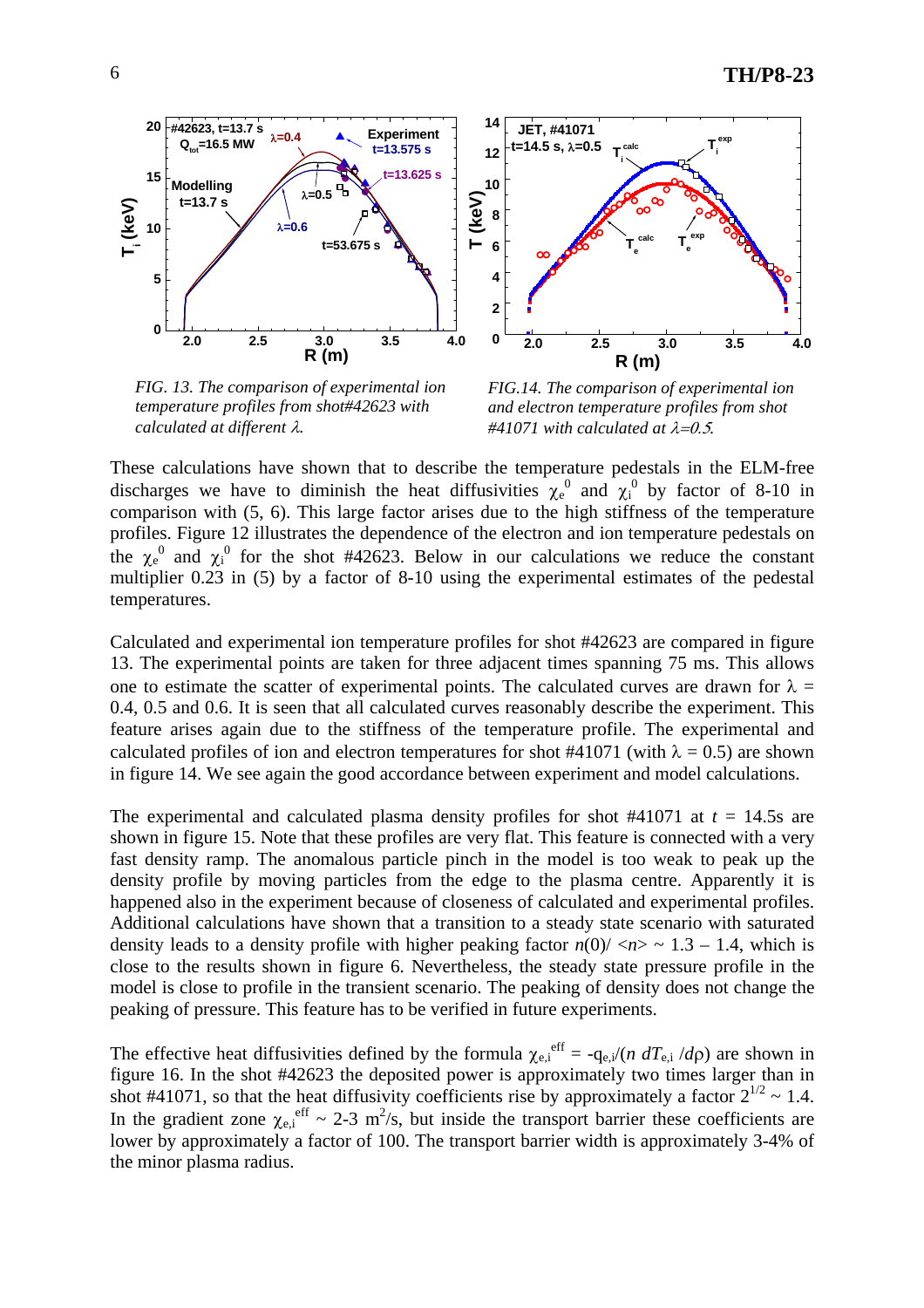FIG. 13. The comparison of experimental ion temperature profiles from shot#42623 with calculated at different $\lambda$.

FIG.14. The comparison of experimental ion and electron temperature profiles from shot #41071 with calculated at $\lambda$=0.5.

These calculations have shown that to describe the temperature pedestals in the ELM-free discharges we have to diminish the heat diffusivities $\chi_e^0$ and $\chi_i^0$ by factor of 8-10 in comparison with (5, 6). This large factor arises due to the high stiffness of the temperature profiles. Figure 12 illustrates the dependence of the electron and ion temperature pedestals on the $\chi_e^0$ and $\chi_i^0$ for the shot #42623. Below in our calculations we reduce the constant multiplier 0.23 in (5) by a factor of 8-10 using the experimental estimates of the pedestal temperatures.

Calculated and experimental ion temperature profiles for shot #42623 are compared in figure 13. The experimental points are taken for three adjacent times spanning 75 ms. This allows one to estimate the scatter of experimental points. The calculated curves are drawn for $\lambda$ = 0.4, 0.5 and 0.6. It is seen that all calculated curves reasonably describe the experiment. This feature arises again due to the stiffness of the temperature profile. The experimental and calculated profiles of ion and electron temperatures for shot #41071 (with $\lambda$ = 0.5) are shown in figure 14. We see again the good accordance between experiment and model calculations.

The experimental and calculated plasma density profiles for shot #41071 at $t$ = 14.5s are shown in figure 15. Note that these profiles are very flat. This feature is connected with a very fast density ramp. The anomalous particle pinch in the model is too weak to peak up the density profile by moving particles from the edge to the plasma centre. Apparently it is happened also in the experiment because of closeness of calculated and experimental profiles. Additional calculations have shown that a transition to a steady state scenario with saturated density leads to a density profile with higher peaking factor $n(0)/<n>$ ~ 1.3 – 1.4, which is close to the results shown in figure 6. Nevertheless, the steady state pressure profile in the model is close to profile in the transient scenario. The peaking of density does not change the peaking of pressure. This feature has to be verified in future experiments.

The effective heat diffusivities defined by the formula $\chi_{e,i}^{eff} = -q_{e,i}/(n\, dT_{e,i}/d\rho)$ are shown in figure 16. In the shot #42623 the deposited power is approximately two times larger than in shot #41071, so that the heat diffusivity coefficients rise by approximately a factor $2^{1/2}$ ~ 1.4. In the gradient zone $\chi_{e,i}^{eff}$ ~ 2-3 $m^2$/s, but inside the transport barrier these coefficients are lower by approximately a factor of 100. The transport barrier width is approximately 3-4% of the minor plasma radius.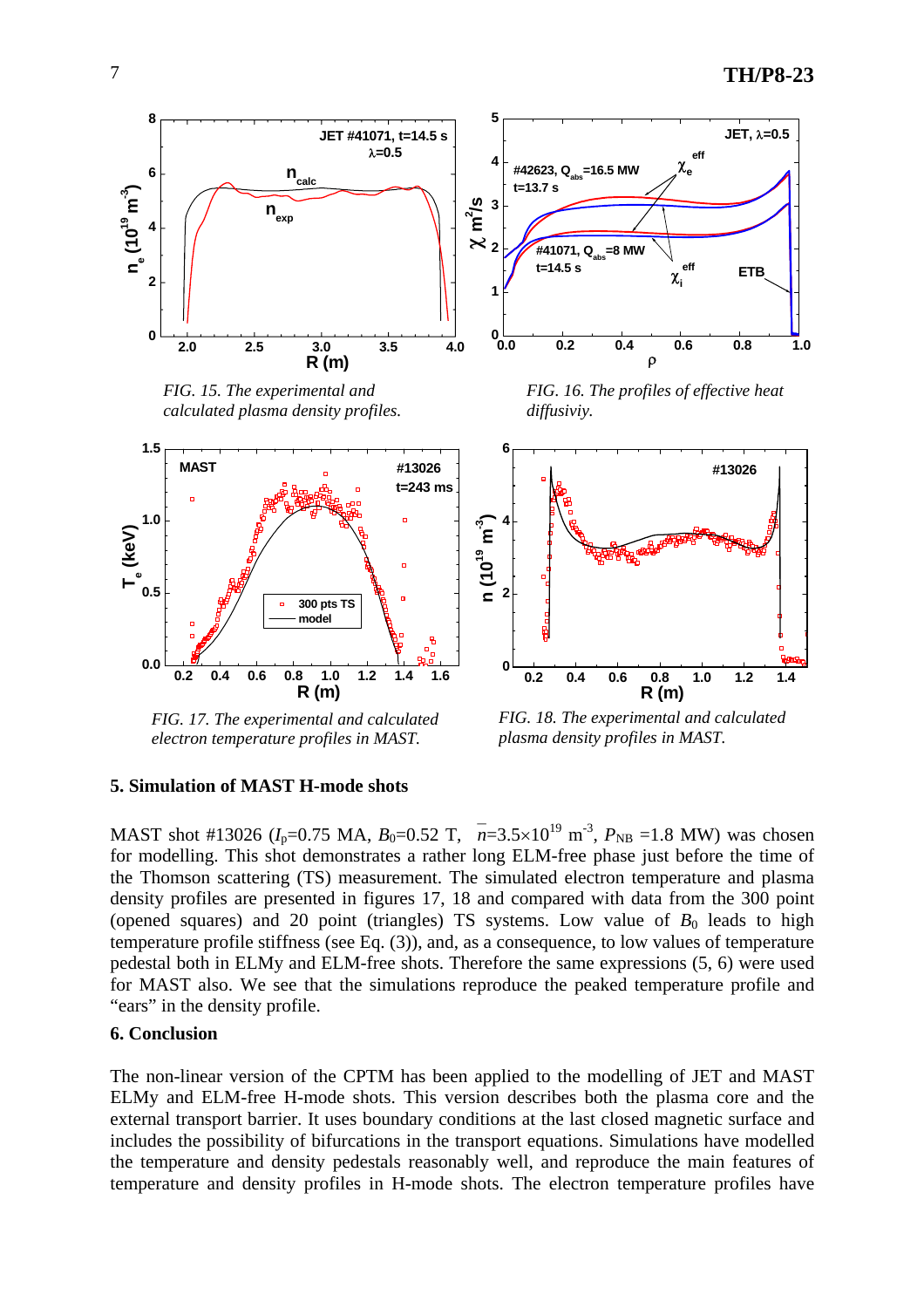FIG. 15. The experimental and calculated plasma density profiles.

FIG. 16. The profiles of effective heat diffusiviy.

FIG. 17. The experimental and calculated electron temperature profiles in MAST.

FIG. 18. The experimental and calculated plasma density profiles in MAST.

## 5. Simulation of MAST H-mode shots

MAST shot #13026 ($I_p$=0.75 MA, $B_0$=0.52 T, $\bar{n}$=3.5×10$^{19}$ m$^{-3}$, $P_{NB}$ =1.8 MW) was chosen for modelling. This shot demonstrates a rather long ELM-free phase just before the time of the Thomson scattering (TS) measurement. The simulated electron temperature and plasma density profiles are presented in figures 17, 18 and compared with data from the 300 point (opened squares) and 20 point (triangles) TS systems. Low value of $B_0$ leads to high temperature profile stiffness (see Eq. (3)), and, as a consequence, to low values of temperature pedestal both in ELMy and ELM-free shots. Therefore the same expressions (5, 6) were used for MAST also. We see that the simulations reproduce the peaked temperature profile and "ears" in the density profile.

## 6. Conclusion

The non-linear version of the CPTM has been applied to the modelling of JET and MAST ELMy and ELM-free H-mode shots. This version describes both the plasma core and the external transport barrier. It uses boundary conditions at the last closed magnetic surface and includes the possibility of bifurcations in the transport equations. Simulations have modelled the temperature and density pedestals reasonably well, and reproduce the main features of temperature and density profiles in H-mode shots. The electron temperature profiles have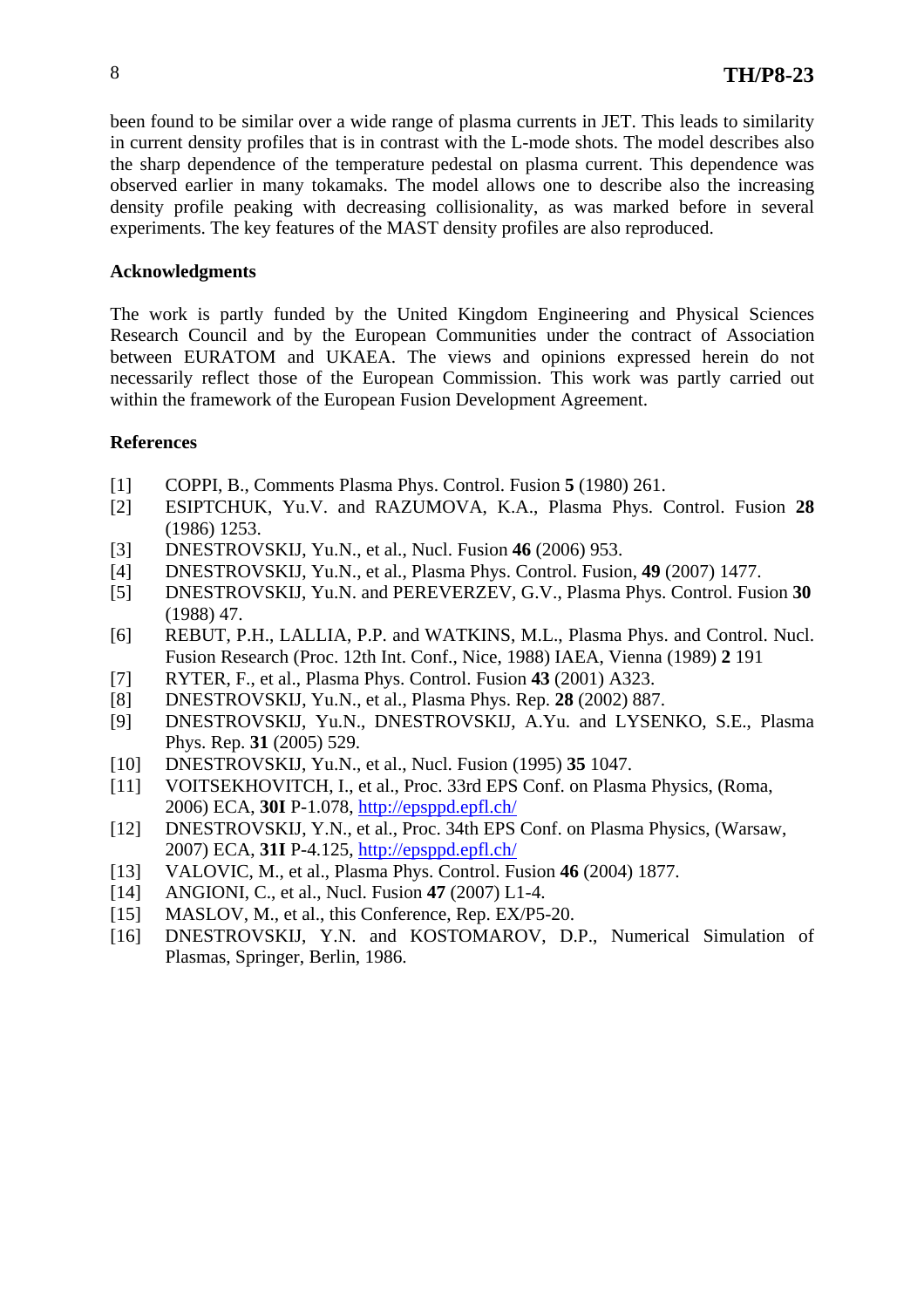been found to be similar over a wide range of plasma currents in JET. This leads to similarity in current density profiles that is in contrast with the L-mode shots. The model describes also the sharp dependence of the temperature pedestal on plasma current. This dependence was observed earlier in many tokamaks. The model allows one to describe also the increasing density profile peaking with decreasing collisionality, as was marked before in several experiments. The key features of the MAST density profiles are also reproduced.

### Acknowledgments

The work is partly funded by the United Kingdom Engineering and Physical Sciences Research Council and by the European Communities under the contract of Association between EURATOM and UKAEA. The views and opinions expressed herein do not necessarily reflect those of the European Commission. This work was partly carried out within the framework of the European Fusion Development Agreement.

### References

[1] COPPI, B., Comments Plasma Phys. Control. Fusion **5** (1980) 261.

[2] ESIPTCHUK, Yu.V. and RAZUMOVA, K.A., Plasma Phys. Control. Fusion **28** (1986) 1253.

[3] DNESTROVSKIJ, Yu.N., et al., Nucl. Fusion **46** (2006) 953.

[4] DNESTROVSKIJ, Yu.N., et al., Plasma Phys. Control. Fusion, **49** (2007) 1477.

[5] DNESTROVSKIJ, Yu.N. and PEREVERZEV, G.V., Plasma Phys. Control. Fusion **30** (1988) 47.

[6] REBUT, P.H., LALLIA, P.P. and WATKINS, M.L., Plasma Phys. and Control. Nucl. Fusion Research (Proc. 12th Int. Conf., Nice, 1988) IAEA, Vienna (1989) **2** 191

[7] RYTER, F., et al., Plasma Phys. Control. Fusion **43** (2001) A323.

[8] DNESTROVSKIJ, Yu.N., et al., Plasma Phys. Rep. **28** (2002) 887.

[9] DNESTROVSKIJ, Yu.N., DNESTROVSKIJ, A.Yu. and LYSENKO, S.E., Plasma Phys. Rep. **31** (2005) 529.

[10] DNESTROVSKIJ, Yu.N., et al., Nucl. Fusion (1995) **35** 1047.

[11] VOITSEKHOVITCH, I., et al., Proc. 33rd EPS Conf. on Plasma Physics, (Roma, 2006) ECA, **30I** P-1.078, http://epsppd.epfl.ch/

[12] DNESTROVSKIJ, Y.N., et al., Proc. 34th EPS Conf. on Plasma Physics, (Warsaw, 2007) ECA, **31I** P-4.125, http://epsppd.epfl.ch/

[13] VALOVIC, M., et al., Plasma Phys. Control. Fusion **46** (2004) 1877.

[14] ANGIONI, C., et al., Nucl. Fusion **47** (2007) L1-4.

[15] MASLOV, M., et al., this Conference, Rep. EX/P5-20.

[16] DNESTROVSKIJ, Y.N. and KOSTOMAROV, D.P., Numerical Simulation of Plasmas, Springer, Berlin, 1986.